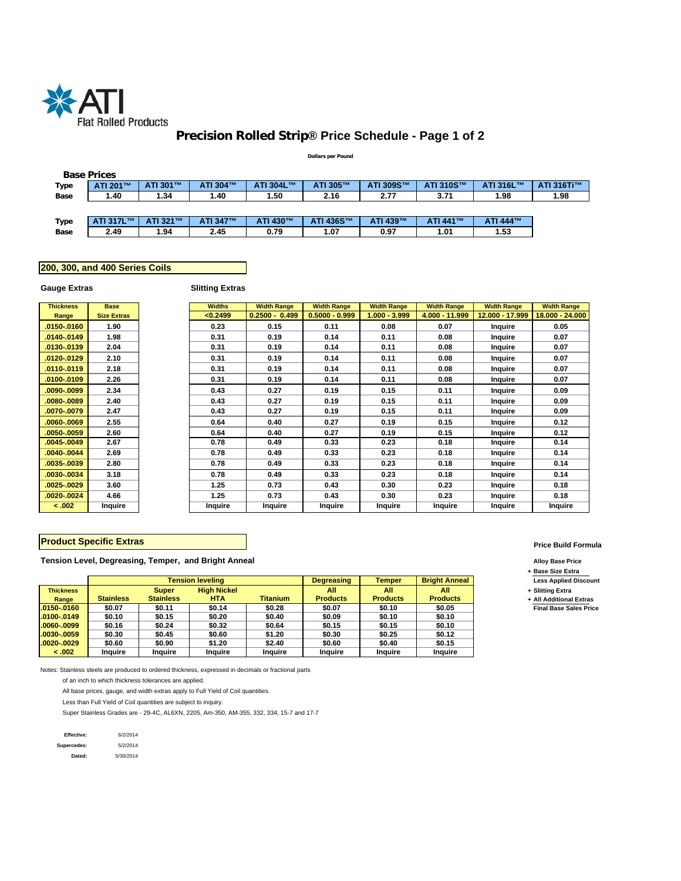ATI Flat Rolled Products

# Precision Rolled Strip® Price Schedule - Page 1 of 2

Dollars per Pound

## Base Prices

| Type | ATI 201™ | ATI 301™ | ATI 304™ | ATI 304L™ | ATI 305™ | ATI 309S™ | ATI 310S™ | ATI 316L™ | ATI 316Ti™ |
|---|---|---|---|---|---|---|---|---|---|
| Base | 1.40 | 1.34 | 1.40 | 1.50 | 2.16 | 2.77 | 3.71 | 1.98 | 1.98 |

| Type | ATI 317L™ | ATI 321™ | ATI 347™ | ATI 430™ | ATI 436S™ | ATI 439™ | ATI 441™ | ATI 444™ |
|---|---|---|---|---|---|---|---|---|
| Base | 2.49 | 1.94 | 2.45 | 0.79 | 1.07 | 0.97 | 1.01 | 1.53 |

## 200, 300, and 400 Series Coils

**Gauge Extras** / **Slitting Extras**

| Thickness Range | Base Size Extras | Widths <0.2499 | Width Range 0.2500 - 0.499 | Width Range 0.5000 - 0.999 | Width Range 1.000 - 3.999 | Width Range 4.000 - 11.999 | Width Range 12.000 - 17.999 | Width Range 18.000 - 24.000 |
|---|---|---|---|---|---|---|---|---|
| .0150-.0160 | 1.90 | 0.23 | 0.15 | 0.11 | 0.08 | 0.07 | Inquire | 0.05 |
| .0140-.0149 | 1.98 | 0.31 | 0.19 | 0.14 | 0.11 | 0.08 | Inquire | 0.07 |
| .0130-.0139 | 2.04 | 0.31 | 0.19 | 0.14 | 0.11 | 0.08 | Inquire | 0.07 |
| .0120-.0129 | 2.10 | 0.31 | 0.19 | 0.14 | 0.11 | 0.08 | Inquire | 0.07 |
| .0110-.0119 | 2.18 | 0.31 | 0.19 | 0.14 | 0.11 | 0.08 | Inquire | 0.07 |
| .0100-.0109 | 2.26 | 0.31 | 0.19 | 0.14 | 0.11 | 0.08 | Inquire | 0.07 |
| .0090-.0099 | 2.34 | 0.43 | 0.27 | 0.19 | 0.15 | 0.11 | Inquire | 0.09 |
| .0080-.0089 | 2.40 | 0.43 | 0.27 | 0.19 | 0.15 | 0.11 | Inquire | 0.09 |
| .0070-.0079 | 2.47 | 0.43 | 0.27 | 0.19 | 0.15 | 0.11 | Inquire | 0.09 |
| .0060-.0069 | 2.55 | 0.64 | 0.40 | 0.27 | 0.19 | 0.15 | Inquire | 0.12 |
| .0050-.0059 | 2.60 | 0.64 | 0.40 | 0.27 | 0.19 | 0.15 | Inquire | 0.12 |
| .0045-.0049 | 2.67 | 0.78 | 0.49 | 0.33 | 0.23 | 0.18 | Inquire | 0.14 |
| .0040-.0044 | 2.69 | 0.78 | 0.49 | 0.33 | 0.23 | 0.18 | Inquire | 0.14 |
| .0035-.0039 | 2.80 | 0.78 | 0.49 | 0.33 | 0.23 | 0.18 | Inquire | 0.14 |
| .0030-.0034 | 3.18 | 0.78 | 0.49 | 0.33 | 0.23 | 0.18 | Inquire | 0.14 |
| .0025-.0029 | 3.60 | 1.25 | 0.73 | 0.43 | 0.30 | 0.23 | Inquire | 0.18 |
| .0020-.0024 | 4.66 | 1.25 | 0.73 | 0.43 | 0.30 | 0.23 | Inquire | 0.18 |
| < .002 | Inquire | Inquire | Inquire | Inquire | Inquire | Inquire | Inquire | Inquire |

## Product Specific Extras

**Tension Level, Degreasing, Temper, and Bright Anneal**

| | Tension leveling | | | | Degreasing | Temper | Bright Anneal |
|---|---|---|---|---|---|---|---|
| Thickness Range | Stainless | Super Stainless | High Nickel HTA | Titanium | All Products | All Products | All Products |
| .0150-.0160 | $0.07 | $0.11 | $0.14 | $0.28 | $0.07 | $0.10 | $0.05 |
| .0100-.0149 | $0.10 | $0.15 | $0.20 | $0.40 | $0.09 | $0.10 | $0.10 |
| .0060-.0099 | $0.16 | $0.24 | $0.32 | $0.64 | $0.15 | $0.15 | $0.10 |
| .0030-.0059 | $0.30 | $0.45 | $0.60 | $1.20 | $0.30 | $0.25 | $0.12 |
| .0020-.0029 | $0.60 | $0.90 | $1.20 | $2.40 | $0.60 | $0.40 | $0.15 |
| < .002 | Inquire | Inquire | Inquire | Inquire | Inquire | Inquire | Inquire |

**Price Build Formula**

Alloy Base Price
+ Base Size Extra
Less Applied Discount
+ Slitting Extra
+ All Additional Extras
Final Base Sales Price

Notes: Stainless steels are produced to ordered thickness, expressed in decimals or fractional parts of an inch to which thickness tolerances are applied.

All base prices, gauge, and width extras apply to Full Yield of Coil quantities.

Less than Full Yield of Coil quantities are subject to inquiry.

Super Stainless Grades are - 29-4C, AL6XN, 2205, Am-350, AM-355, 332, 334, 15-7 and 17-7

**Effective:** 6/2/2014
**Supercedes:** 5/2/2014
**Dated:** 5/30/2014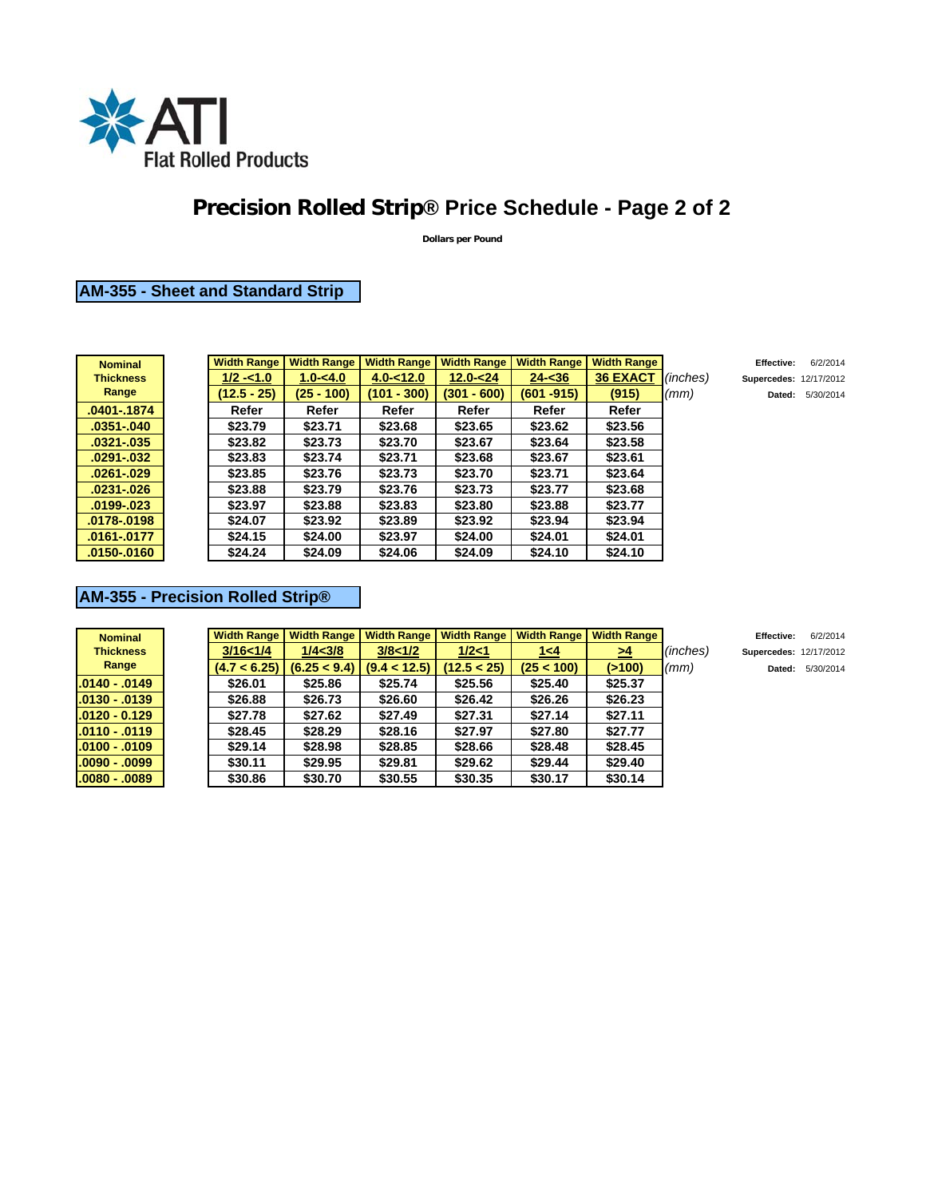ATI Flat Rolled Products

# Precision Rolled Strip® Price Schedule - Page 2 of 2

**Dollars per Pound**

## AM-355 - Sheet and Standard Strip

**Effective:** 6/2/2014
**Supercedes:** 12/17/2012
**Dated:** 5/30/2014

| Nominal Thickness Range | Width Range | Width Range | Width Range | Width Range | Width Range | Width Range | |
|---|---|---|---|---|---|---|---|
| | 1/2 -<1.0 | 1.0-<4.0 | 4.0-<12.0 | 12.0-<24 | 24-<36 | 36 EXACT | *(inches)* |
| | (12.5 - 25) | (25 - 100) | (101 - 300) | (301 - 600) | (601 -915) | (915) | *(mm)* |
| .0401-.1874 | Refer | Refer | Refer | Refer | Refer | Refer | |
| .0351-.040 | $23.79 | $23.71 | $23.68 | $23.65 | $23.62 | $23.56 | |
| .0321-.035 | $23.82 | $23.73 | $23.70 | $23.67 | $23.64 | $23.58 | |
| .0291-.032 | $23.83 | $23.74 | $23.71 | $23.68 | $23.67 | $23.61 | |
| .0261-.029 | $23.85 | $23.76 | $23.73 | $23.70 | $23.71 | $23.64 | |
| .0231-.026 | $23.88 | $23.79 | $23.76 | $23.73 | $23.77 | $23.68 | |
| .0199-.023 | $23.97 | $23.88 | $23.83 | $23.80 | $23.88 | $23.77 | |
| .0178-.0198 | $24.07 | $23.92 | $23.89 | $23.92 | $23.94 | $23.94 | |
| .0161-.0177 | $24.15 | $24.00 | $23.97 | $24.00 | $24.01 | $24.01 | |
| .0150-.0160 | $24.24 | $24.09 | $24.06 | $24.09 | $24.10 | $24.10 | |

## AM-355 - Precision Rolled Strip®

**Effective:** 6/2/2014
**Supercedes:** 12/17/2012
**Dated:** 5/30/2014

| Nominal Thickness Range | Width Range | Width Range | Width Range | Width Range | Width Range | Width Range | |
|---|---|---|---|---|---|---|---|
| | 3/16<1/4 | 1/4<3/8 | 3/8<1/2 | 1/2<1 | 1<4 | >4 | *(inches)* |
| | (4.7 < 6.25) | (6.25 < 9.4) | (9.4 < 12.5) | (12.5 < 25) | (25 < 100) | (>100) | *(mm)* |
| .0140 - .0149 | $26.01 | $25.86 | $25.74 | $25.56 | $25.40 | $25.37 | |
| .0130 - .0139 | $26.88 | $26.73 | $26.60 | $26.42 | $26.26 | $26.23 | |
| .0120 - 0.129 | $27.78 | $27.62 | $27.49 | $27.31 | $27.14 | $27.11 | |
| .0110 - .0119 | $28.45 | $28.29 | $28.16 | $27.97 | $27.80 | $27.77 | |
| .0100 - .0109 | $29.14 | $28.98 | $28.85 | $28.66 | $28.48 | $28.45 | |
| .0090 - .0099 | $30.11 | $29.95 | $29.81 | $29.62 | $29.44 | $29.40 | |
| .0080 - .0089 | $30.86 | $30.70 | $30.55 | $30.35 | $30.17 | $30.14 | |